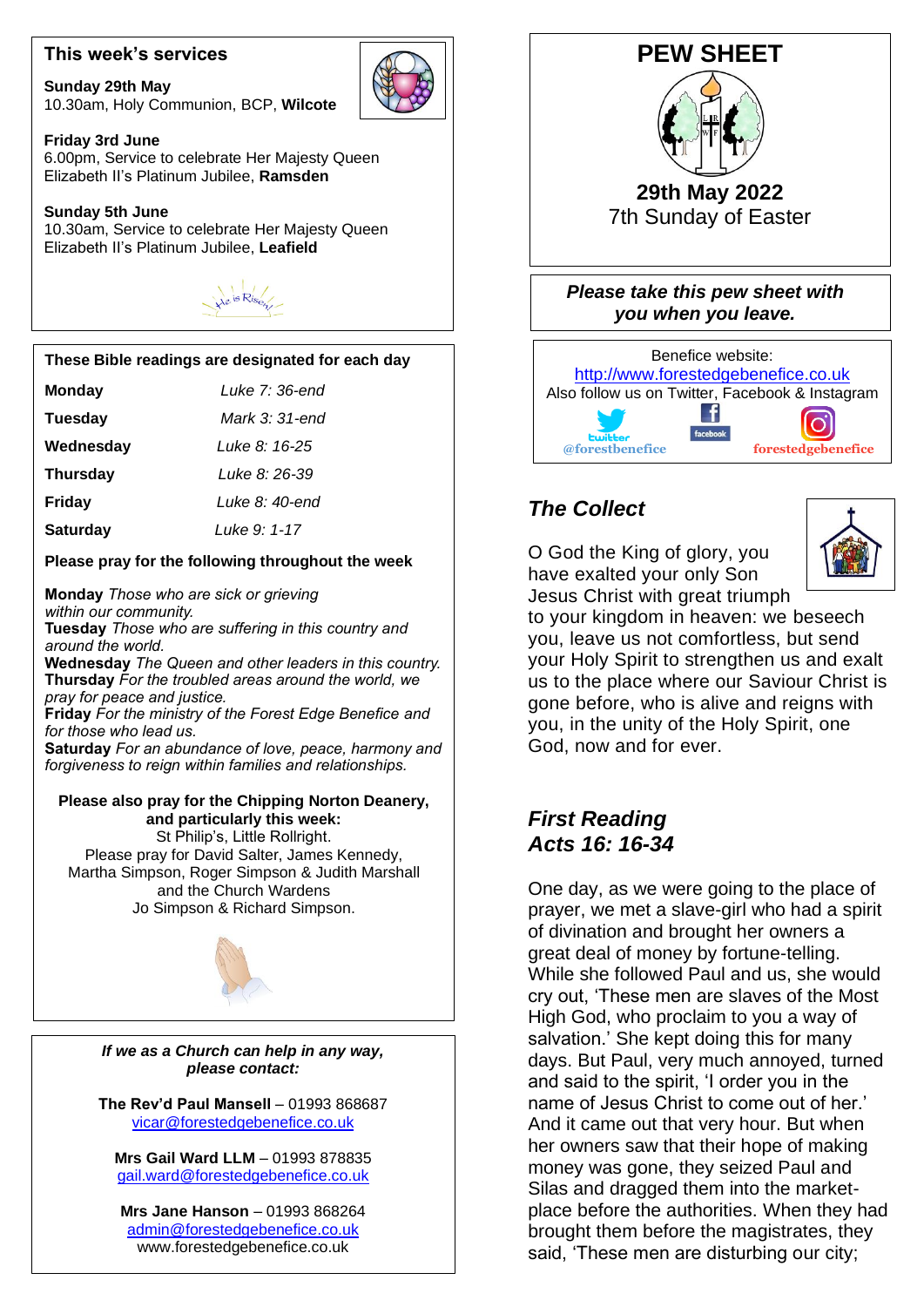# PEW SHEET

**29th May 2022**

7th Sunday of Easter

***Please take this pew sheet with you when you leave.***

Benefice website:
http://www.forestedgebenefice.co.uk
Also follow us on Twitter, Facebook & Instagram

@forestbenefice

forestedgebenefice

## This week's services

**Sunday 29th May**
10.30am, Holy Communion, BCP, **Wilcote**

**Friday 3rd June**
6.00pm, Service to celebrate Her Majesty Queen Elizabeth II's Platinum Jubilee, **Ramsden**

**Sunday 5th June**
10.30am, Service to celebrate Her Majesty Queen Elizabeth II's Platinum Jubilee, **Leafield**

He is Risen!

## These Bible readings are designated for each day

| Day | Reading |
|---|---|
| **Monday** | *Luke 7: 36-end* |
| **Tuesday** | *Mark 3: 31-end* |
| **Wednesday** | *Luke 8: 16-25* |
| **Thursday** | *Luke 8: 26-39* |
| **Friday** | *Luke 8: 40-end* |
| **Saturday** | *Luke 9: 1-17* |

**Please pray for the following throughout the week**

**Monday** *Those who are sick or grieving within our community.*
**Tuesday** *Those who are suffering in this country and around the world.*
**Wednesday** *The Queen and other leaders in this country.*
**Thursday** *For the troubled areas around the world, we pray for peace and justice.*
**Friday** *For the ministry of the Forest Edge Benefice and for those who lead us.*
**Saturday** *For an abundance of love, peace, harmony and forgiveness to reign within families and relationships.*

**Please also pray for the Chipping Norton Deanery, and particularly this week:**
St Philip's, Little Rollright.
Please pray for David Salter, James Kennedy, Martha Simpson, Roger Simpson & Judith Marshall and the Church Wardens
Jo Simpson & Richard Simpson.

***If we as a Church can help in any way, please contact:***

**The Rev'd Paul Mansell** – 01993 868687
vicar@forestedgebenefice.co.uk

**Mrs Gail Ward LLM** – 01993 878835
gail.ward@forestedgebenefice.co.uk

**Mrs Jane Hanson** – 01993 868264
admin@forestedgebenefice.co.uk
www.forestedgebenefice.co.uk

## *The Collect*

O God the King of glory, you have exalted your only Son Jesus Christ with great triumph to your kingdom in heaven: we beseech you, leave us not comfortless, but send your Holy Spirit to strengthen us and exalt us to the place where our Saviour Christ is gone before, who is alive and reigns with you, in the unity of the Holy Spirit, one God, now and for ever.

## *First Reading*
## *Acts 16: 16-34*

One day, as we were going to the place of prayer, we met a slave-girl who had a spirit of divination and brought her owners a great deal of money by fortune-telling. While she followed Paul and us, she would cry out, 'These men are slaves of the Most High God, who proclaim to you a way of salvation.' She kept doing this for many days. But Paul, very much annoyed, turned and said to the spirit, 'I order you in the name of Jesus Christ to come out of her.' And it came out that very hour. But when her owners saw that their hope of making money was gone, they seized Paul and Silas and dragged them into the market-place before the authorities. When they had brought them before the magistrates, they said, 'These men are disturbing our city;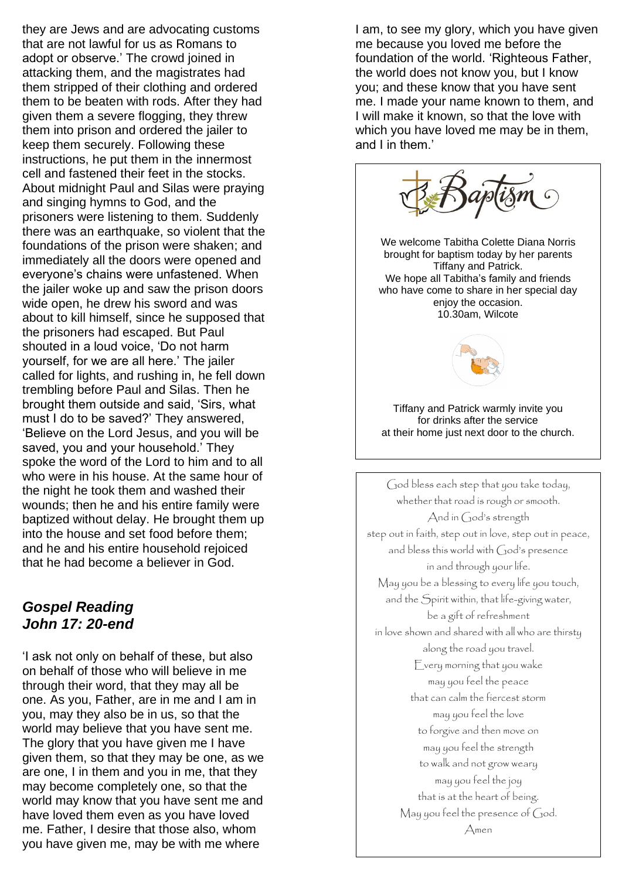they are Jews and are advocating customs that are not lawful for us as Romans to adopt or observe.' The crowd joined in attacking them, and the magistrates had them stripped of their clothing and ordered them to be beaten with rods. After they had given them a severe flogging, they threw them into prison and ordered the jailer to keep them securely. Following these instructions, he put them in the innermost cell and fastened their feet in the stocks. About midnight Paul and Silas were praying and singing hymns to God, and the prisoners were listening to them. Suddenly there was an earthquake, so violent that the foundations of the prison were shaken; and immediately all the doors were opened and everyone's chains were unfastened. When the jailer woke up and saw the prison doors wide open, he drew his sword and was about to kill himself, since he supposed that the prisoners had escaped. But Paul shouted in a loud voice, 'Do not harm yourself, for we are all here.' The jailer called for lights, and rushing in, he fell down trembling before Paul and Silas. Then he brought them outside and said, 'Sirs, what must I do to be saved?' They answered, 'Believe on the Lord Jesus, and you will be saved, you and your household.' They spoke the word of the Lord to him and to all who were in his house. At the same hour of the night he took them and washed their wounds; then he and his entire family were baptized without delay. He brought them up into the house and set food before them; and he and his entire household rejoiced that he had become a believer in God.

## *Gospel Reading*
## *John 17: 20-end*

'I ask not only on behalf of these, but also on behalf of those who will believe in me through their word, that they may all be one. As you, Father, are in me and I am in you, may they also be in us, so that the world may believe that you have sent me. The glory that you have given me I have given them, so that they may be one, as we are one, I in them and you in me, that they may become completely one, so that the world may know that you have sent me and have loved them even as you have loved me. Father, I desire that those also, whom you have given me, may be with me where I am, to see my glory, which you have given me because you loved me before the foundation of the world. 'Righteous Father, the world does not know you, but I know you; and these know that you have sent me. I made your name known to them, and I will make it known, so that the love with which you have loved me may be in them, and I in them.'

## Baptism

We welcome Tabitha Colette Diana Norris brought for baptism today by her parents Tiffany and Patrick.
We hope all Tabitha's family and friends who have come to share in her special day enjoy the occasion.
10.30am, Wilcote

Tiffany and Patrick warmly invite you for drinks after the service at their home just next door to the church.

God bless each step that you take today,
whether that road is rough or smooth.
And in God's strength
step out in faith, step out in love, step out in peace,
and bless this world with God's presence
in and through your life.
May you be a blessing to every life you touch,
and the Spirit within, that life-giving water,
be a gift of refreshment
in love shown and shared with all who are thirsty
along the road you travel.
Every morning that you wake
may you feel the peace
that can calm the fiercest storm
may you feel the love
to forgive and then move on
may you feel the strength
to walk and not grow weary
may you feel the joy
that is at the heart of being.
May you feel the presence of God.
Amen